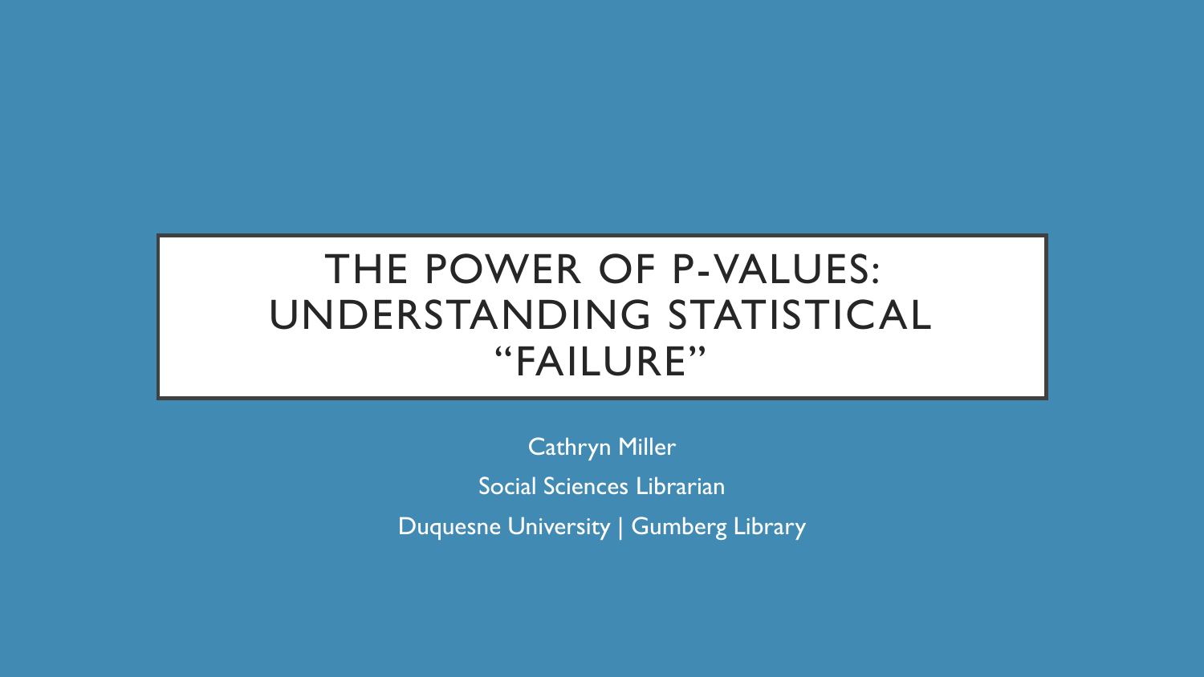# THE POWER OF P-VALUES: UNDERSTANDING STATISTICAL "FAILURE"

Cathryn Miller

Social Sciences Librarian

Duquesne University | Gumberg Library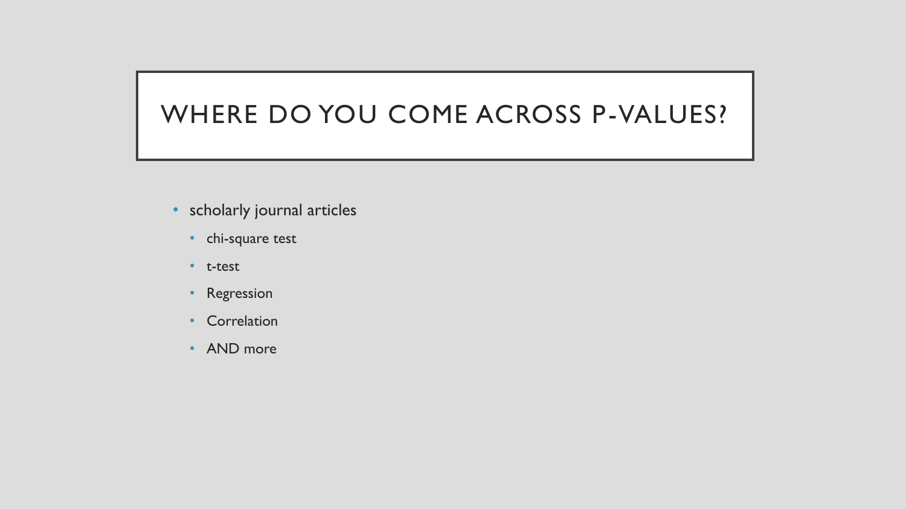# WHERE DO YOU COME ACROSS P-VALUES?

- scholarly journal articles
  - chi-square test
  - t-test
  - Regression
  - Correlation
  - AND more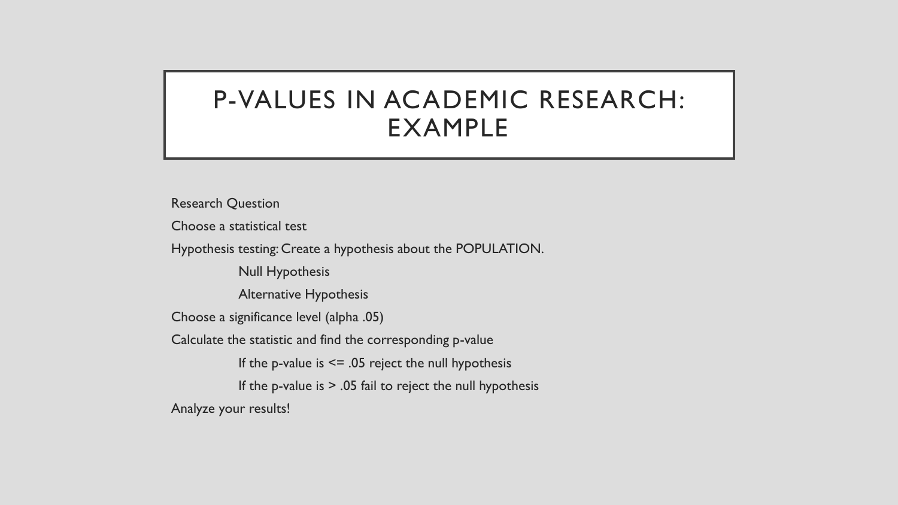# P-VALUES IN ACADEMIC RESEARCH: EXAMPLE

Research Question

Choose a statistical test

Hypothesis testing: Create a hypothesis about the POPULATION.

- Null Hypothesis
- Alternative Hypothesis

Choose a significance level (alpha .05)

Calculate the statistic and find the corresponding p-value

- If the p-value is <= .05 reject the null hypothesis
- If the p-value is > .05 fail to reject the null hypothesis

Analyze your results!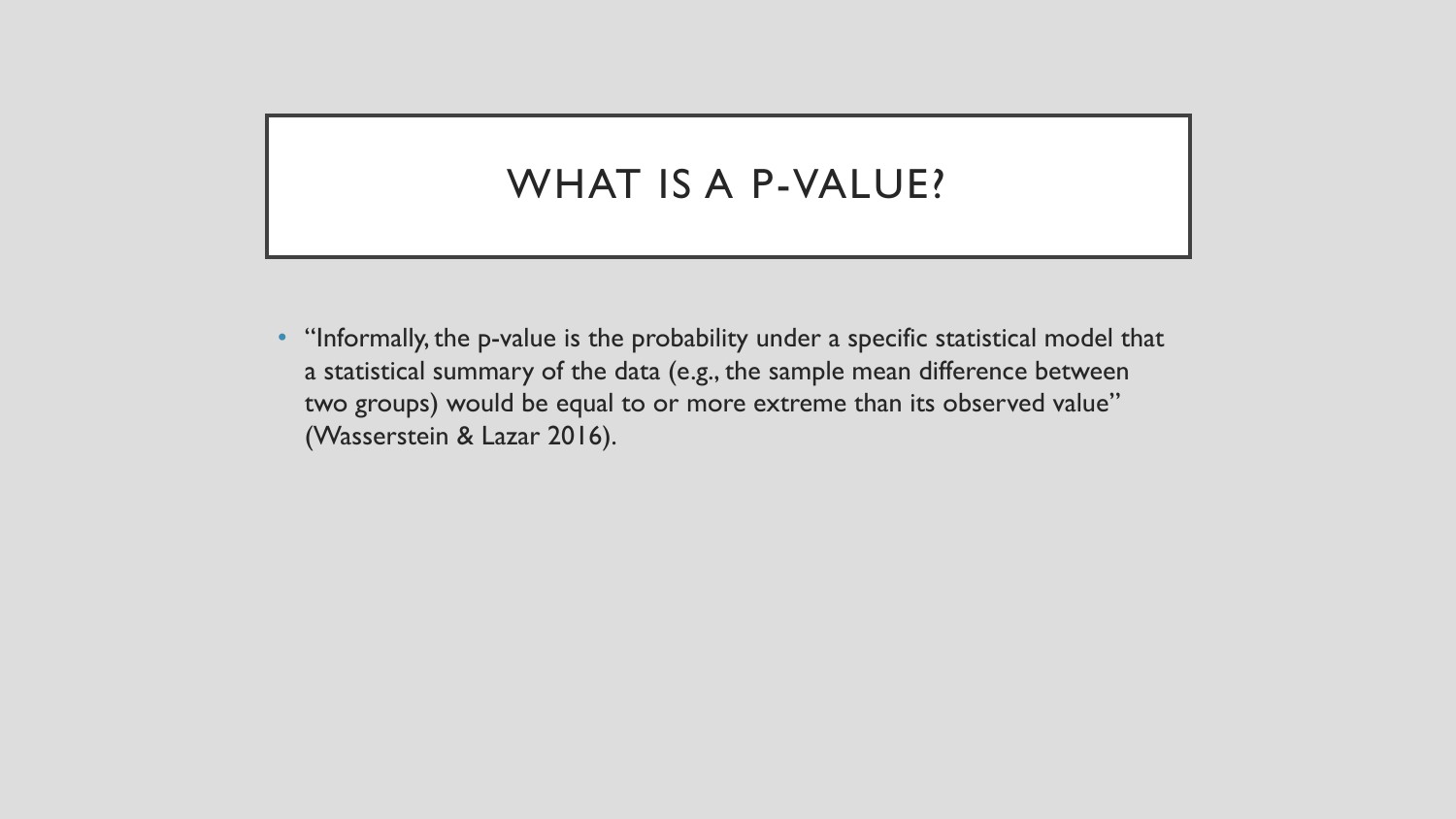# WHAT IS A P-VALUE?

- "Informally, the p-value is the probability under a specific statistical model that a statistical summary of the data (e.g., the sample mean difference between two groups) would be equal to or more extreme than its observed value" (Wasserstein & Lazar 2016).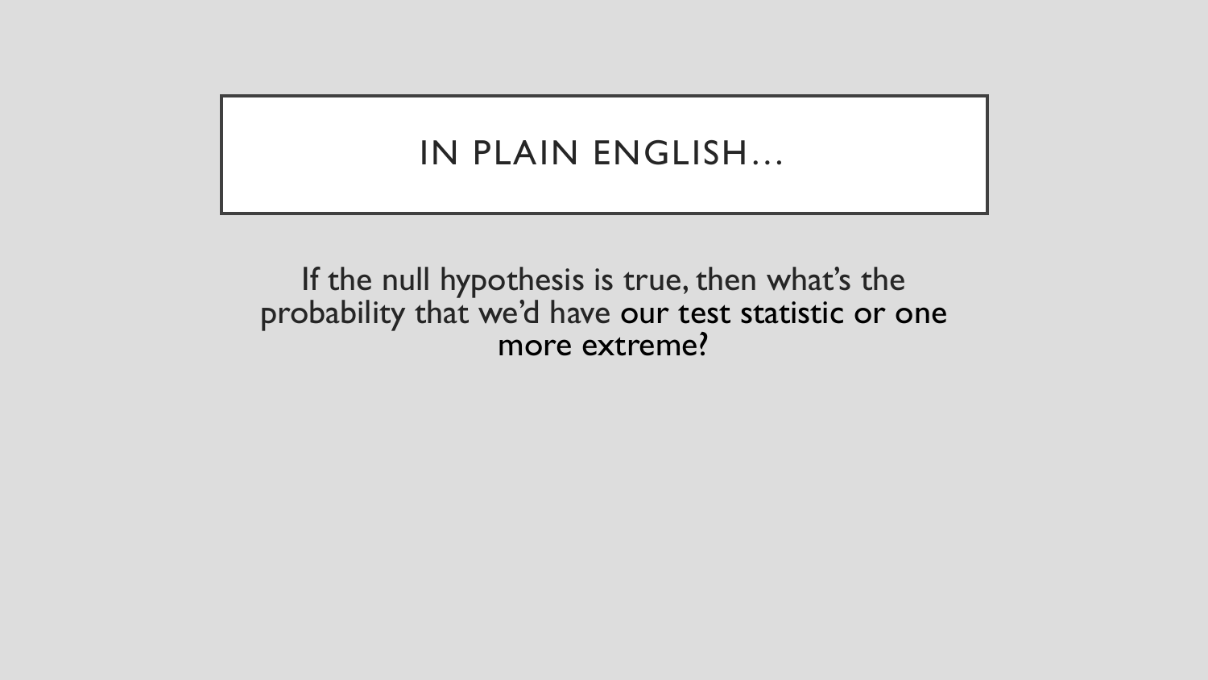# IN PLAIN ENGLISH…

If the null hypothesis is true, then what's the probability that we'd have our test statistic or one more extreme?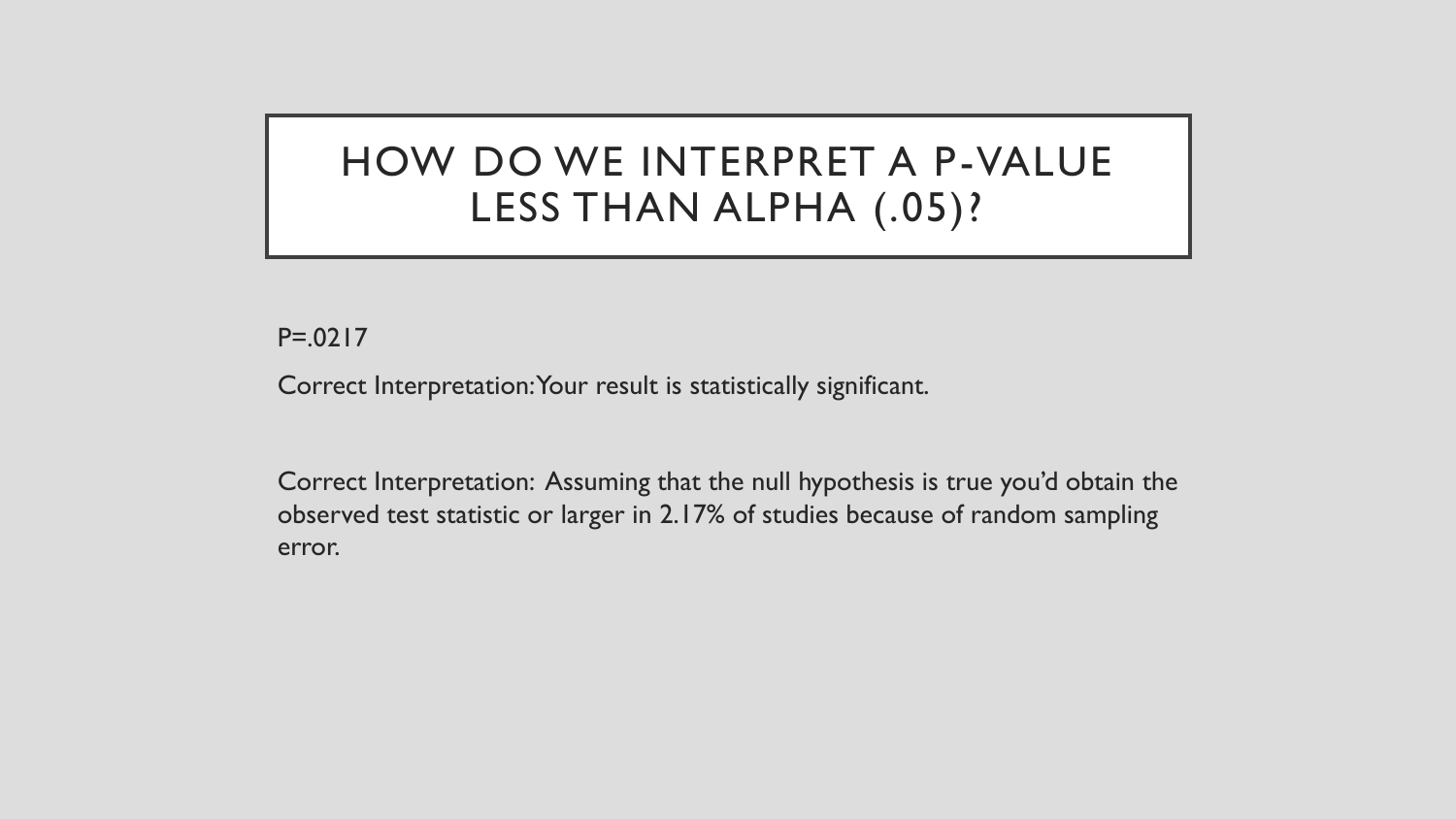# HOW DO WE INTERPRET A P-VALUE LESS THAN ALPHA (.05)?

P=.0217

Correct Interpretation: Your result is statistically significant.

Correct Interpretation: Assuming that the null hypothesis is true you'd obtain the observed test statistic or larger in 2.17% of studies because of random sampling error.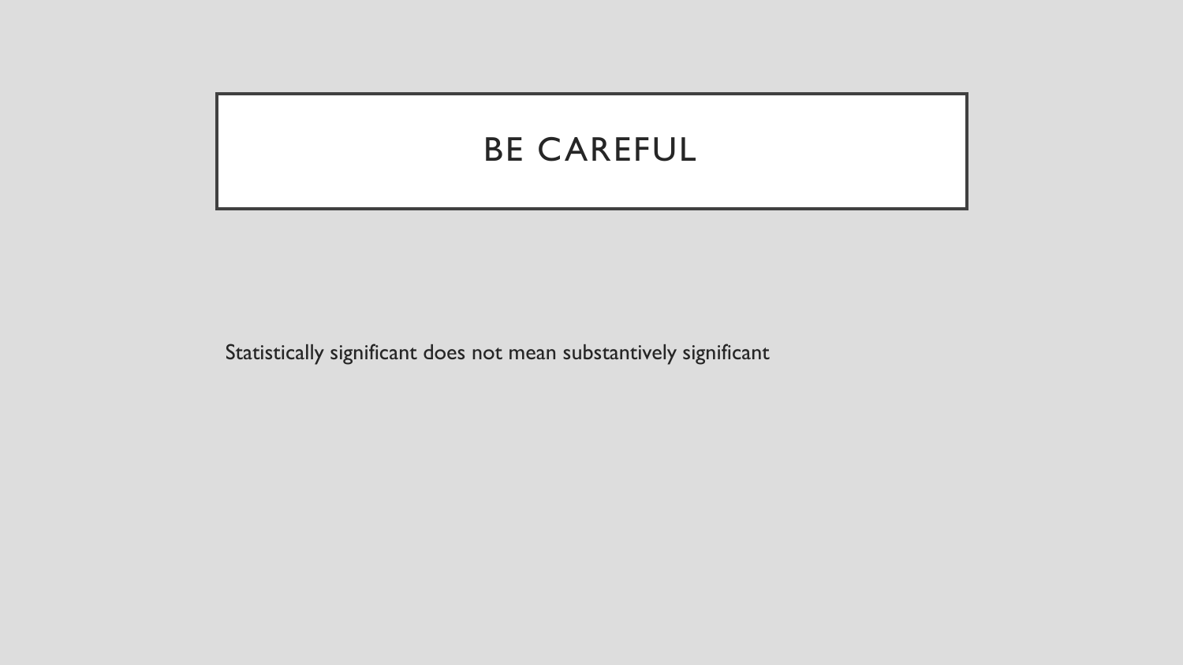# BE CAREFUL

Statistically significant does not mean substantively significant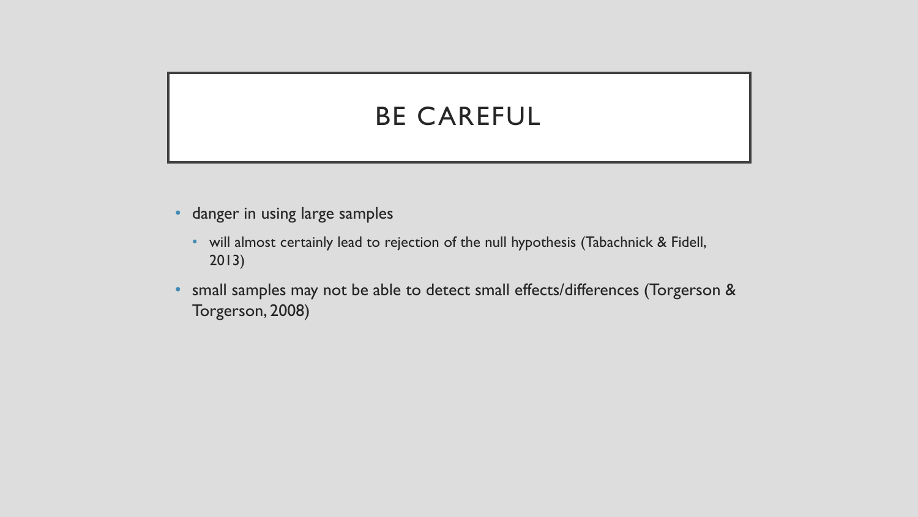# BE CAREFUL

- danger in using large samples
  - will almost certainly lead to rejection of the null hypothesis (Tabachnick & Fidell, 2013)
- small samples may not be able to detect small effects/differences (Torgerson & Torgerson, 2008)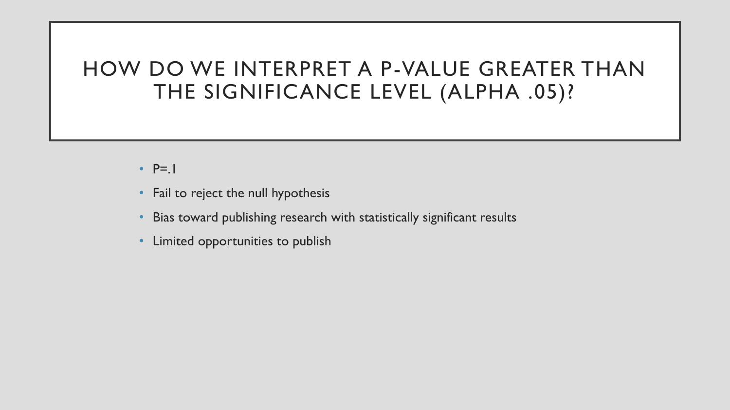# HOW DO WE INTERPRET A P-VALUE GREATER THAN THE SIGNIFICANCE LEVEL (ALPHA .05)?

- P=.1
- Fail to reject the null hypothesis
- Bias toward publishing research with statistically significant results
- Limited opportunities to publish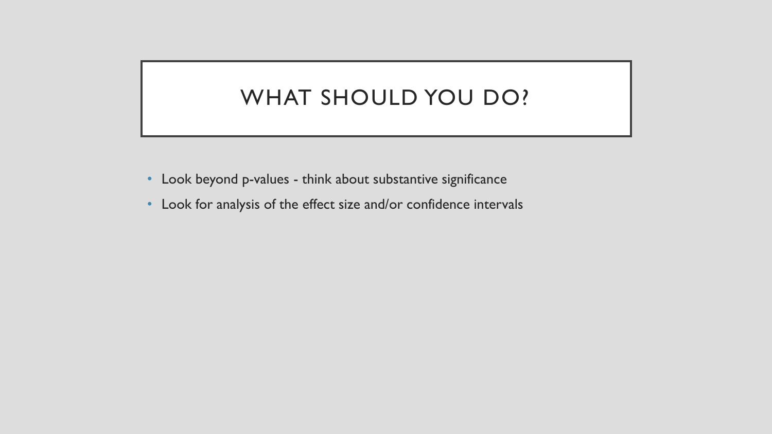# WHAT SHOULD YOU DO?

- Look beyond p-values - think about substantive significance
- Look for analysis of the effect size and/or confidence intervals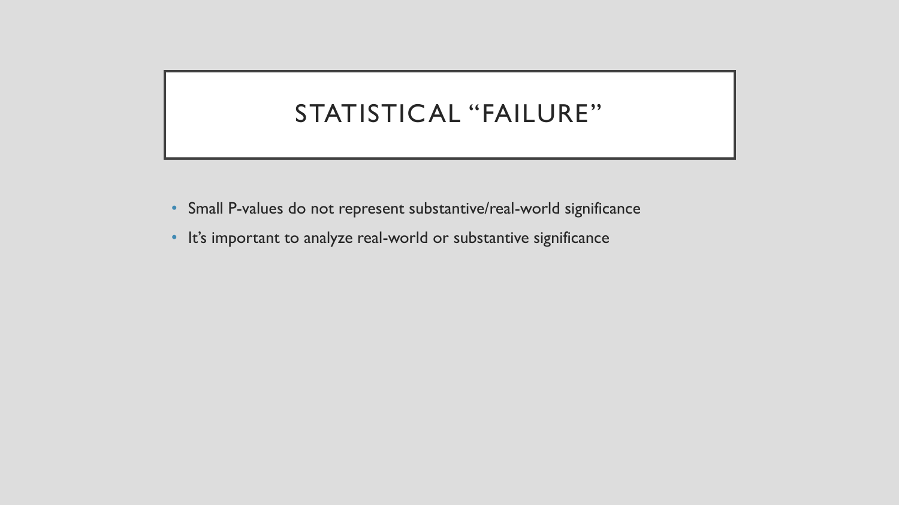# STATISTICAL "FAILURE"

- Small P-values do not represent substantive/real-world significance
- It's important to analyze real-world or substantive significance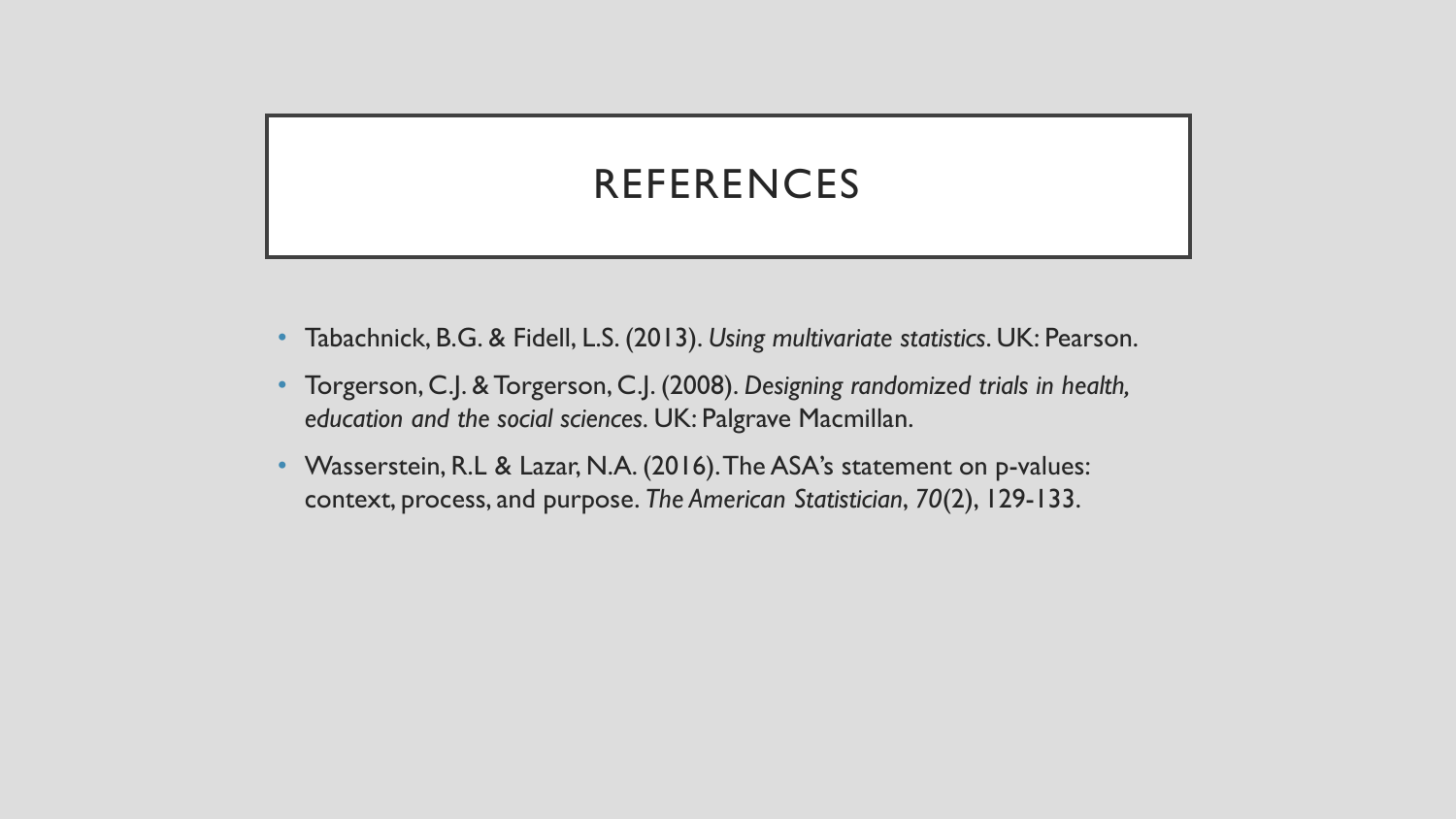# REFERENCES

- Tabachnick, B.G. & Fidell, L.S. (2013). *Using multivariate statistics*. UK: Pearson.
- Torgerson, C.J. & Torgerson, C.J. (2008). *Designing randomized trials in health, education and the social sciences*. UK: Palgrave Macmillan.
- Wasserstein, R.L & Lazar, N.A. (2016). The ASA's statement on p-values: context, process, and purpose. *The American Statistician*, *70*(2), 129-133.